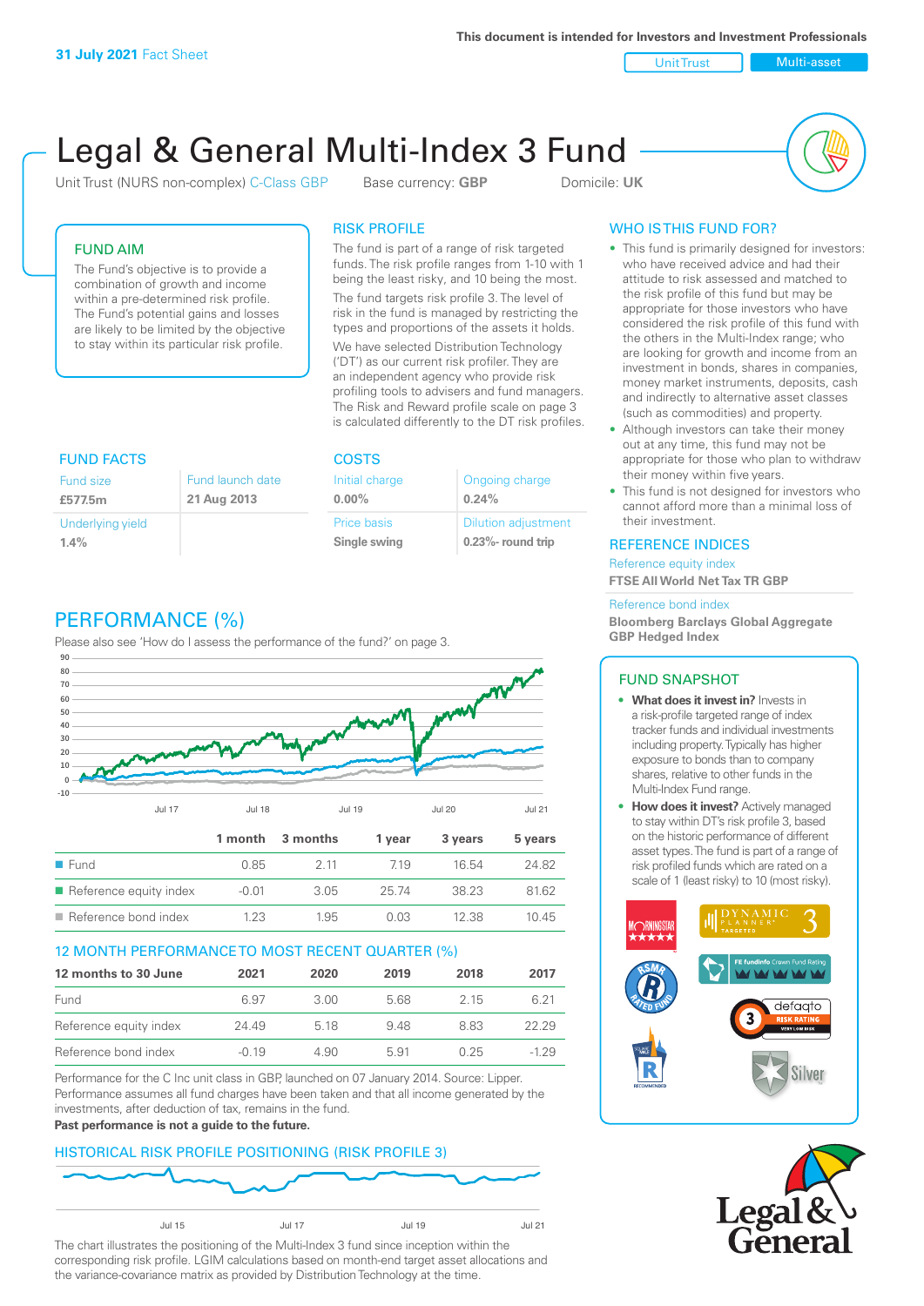**31 July 2021** Fact Sheet

This document is intended for Investors and Investment Professionals

Unit Trust | Multi-asset

# Legal & General Multi-Index 3 Fund

Unit Trust (NURS non-complex) C-Class GBP    Base currency: **GBP**    Domicile: **UK**

## FUND AIM

The Fund's objective is to provide a combination of growth and income within a pre-determined risk profile. The Fund's potential gains and losses are likely to be limited by the objective to stay within its particular risk profile.

## RISK PROFILE

The fund is part of a range of risk targeted funds. The risk profile ranges from 1-10 with 1 being the least risky, and 10 being the most.

The fund targets risk profile 3. The level of risk in the fund is managed by restricting the types and proportions of the assets it holds.

We have selected Distribution Technology ('DT') as our current risk profiler. They are an independent agency who provide risk profiling tools to advisers and fund managers. The Risk and Reward profile scale on page 3 is calculated differently to the DT risk profiles.

## WHO IS THIS FUND FOR?

- This fund is primarily designed for investors: who have received advice and had their attitude to risk assessed and matched to the risk profile of this fund but may be appropriate for those investors who have considered the risk profile of this fund with the others in the Multi-Index range; who are looking for growth and income from an investment in bonds, shares in companies, money market instruments, deposits, cash and indirectly to alternative asset classes (such as commodities) and property.
- Although investors can take their money out at any time, this fund may not be appropriate for those who plan to withdraw their money within five years.
- This fund is not designed for investors who cannot afford more than a minimal loss of their investment.

## FUND FACTS

| Fund size | Fund launch date |
|---|---|
| **£577.5m** | **21 Aug 2013** |
| Underlying yield | |
| **1.4%** | |

## COSTS

| Initial charge | Ongoing charge |
|---|---|
| **0.00%** | **0.24%** |
| Price basis | Dilution adjustment |
| **Single swing** | **0.23%- round trip** |

## REFERENCE INDICES

Reference equity index
**FTSE All World Net Tax TR GBP**

Reference bond index
**Bloomberg Barclays Global Aggregate GBP Hedged Index**

## PERFORMANCE (%)

Please also see 'How do I assess the performance of the fund?' on page 3.

| | 1 month | 3 months | 1 year | 3 years | 5 years |
|---|---|---|---|---|---|
| Fund | 0.85 | 2.11 | 7.19 | 16.54 | 24.82 |
| Reference equity index | -0.01 | 3.05 | 25.74 | 38.23 | 81.62 |
| Reference bond index | 1.23 | 1.95 | 0.03 | 12.38 | 10.45 |

## 12 MONTH PERFORMANCE TO MOST RECENT QUARTER (%)

| 12 months to 30 June | 2021 | 2020 | 2019 | 2018 | 2017 |
|---|---|---|---|---|---|
| Fund | 6.97 | 3.00 | 5.68 | 2.15 | 6.21 |
| Reference equity index | 24.49 | 5.18 | 9.48 | 8.83 | 22.29 |
| Reference bond index | -0.19 | 4.90 | 5.91 | 0.25 | -1.29 |

Performance for the C Inc unit class in GBP, launched on 07 January 2014. Source: Lipper. Performance assumes all fund charges have been taken and that all income generated by the investments, after deduction of tax, remains in the fund.
**Past performance is not a guide to the future.**

## FUND SNAPSHOT

- **What does it invest in?** Invests in a risk-profile targeted range of index tracker funds and individual investments including property. Typically has higher exposure to bonds than to company shares, relative to other funds in the Multi-Index Fund range.
- **How does it invest?** Actively managed to stay within DT's risk profile 3, based on the historic performance of different asset types. The fund is part of a range of risk profiled funds which are rated on a scale of 1 (least risky) to 10 (most risky).

## HISTORICAL RISK PROFILE POSITIONING (RISK PROFILE 3)

The chart illustrates the positioning of the Multi-Index 3 fund since inception within the corresponding risk profile. LGIM calculations based on month-end target asset allocations and the variance-covariance matrix as provided by Distribution Technology at the time.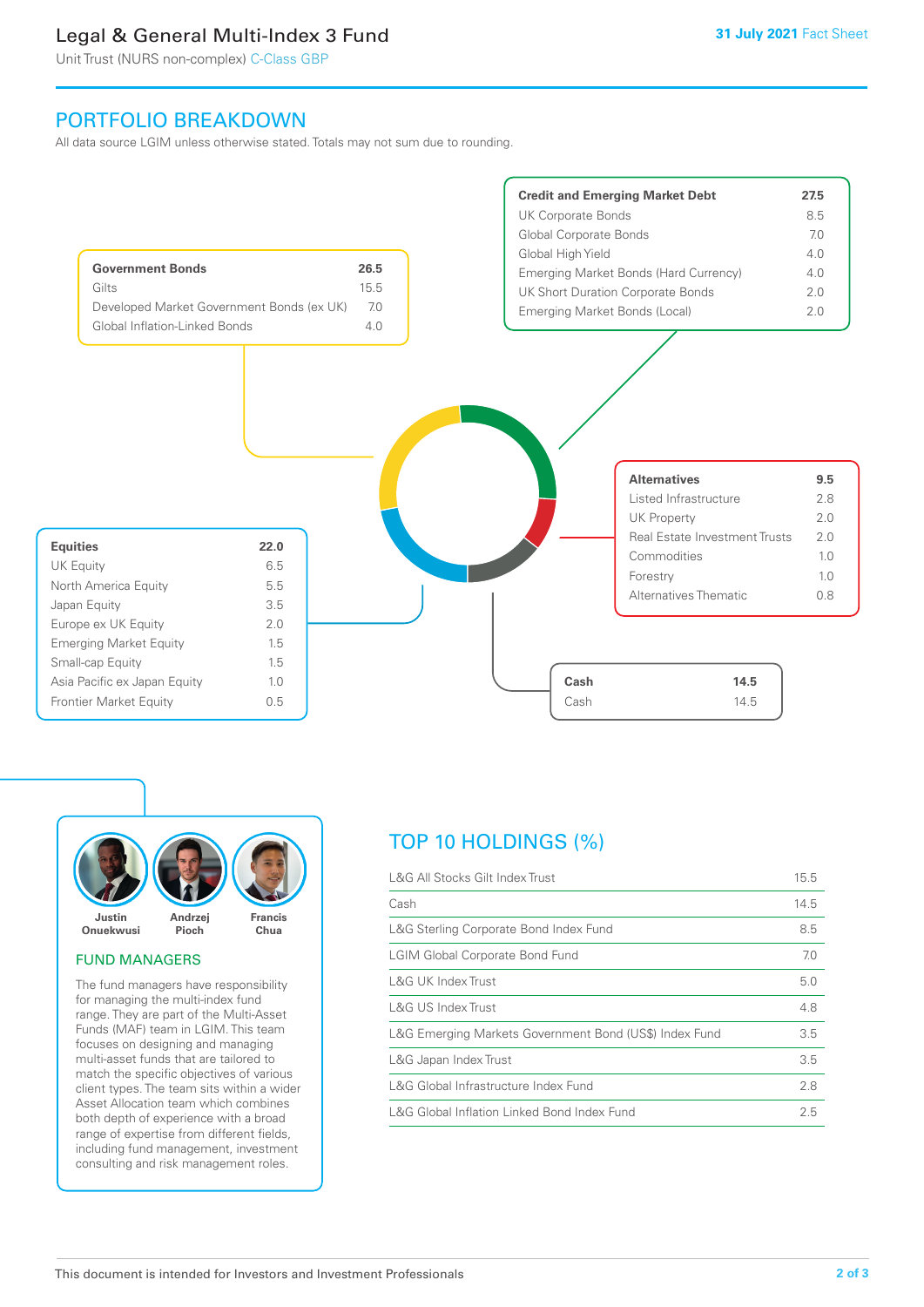# Legal & General Multi-Index 3 Fund

Unit Trust (NURS non-complex) C-Class GBP

**31 July 2021** Fact Sheet

## PORTFOLIO BREAKDOWN

All data source LGIM unless otherwise stated. Totals may not sum due to rounding.

| Government Bonds | 26.5 |
|---|---|
| Gilts | 15.5 |
| Developed Market Government Bonds (ex UK) | 7.0 |
| Global Inflation-Linked Bonds | 4.0 |

| Credit and Emerging Market Debt | 27.5 |
|---|---|
| UK Corporate Bonds | 8.5 |
| Global Corporate Bonds | 7.0 |
| Global High Yield | 4.0 |
| Emerging Market Bonds (Hard Currency) | 4.0 |
| UK Short Duration Corporate Bonds | 2.0 |
| Emerging Market Bonds (Local) | 2.0 |

| Alternatives | 9.5 |
|---|---|
| Listed Infrastructure | 2.8 |
| UK Property | 2.0 |
| Real Estate Investment Trusts | 2.0 |
| Commodities | 1.0 |
| Forestry | 1.0 |
| Alternatives Thematic | 0.8 |

| Equities | 22.0 |
|---|---|
| UK Equity | 6.5 |
| North America Equity | 5.5 |
| Japan Equity | 3.5 |
| Europe ex UK Equity | 2.0 |
| Emerging Market Equity | 1.5 |
| Small-cap Equity | 1.5 |
| Asia Pacific ex Japan Equity | 1.0 |
| Frontier Market Equity | 0.5 |

| Cash | 14.5 |
|---|---|
| Cash | 14.5 |

Justin Onuekwusi, Andrzej Pioch, Francis Chua

## FUND MANAGERS

The fund managers have responsibility for managing the multi-index fund range. They are part of the Multi-Asset Funds (MAF) team in LGIM. This team focuses on designing and managing multi-asset funds that are tailored to match the specific objectives of various client types. The team sits within a wider Asset Allocation team which combines both depth of experience with a broad range of expertise from different fields, including fund management, investment consulting and risk management roles.

## TOP 10 HOLDINGS (%)

| Holding | % |
|---|---|
| L&G All Stocks Gilt Index Trust | 15.5 |
| Cash | 14.5 |
| L&G Sterling Corporate Bond Index Fund | 8.5 |
| LGIM Global Corporate Bond Fund | 7.0 |
| L&G UK Index Trust | 5.0 |
| L&G US Index Trust | 4.8 |
| L&G Emerging Markets Government Bond (US$) Index Fund | 3.5 |
| L&G Japan Index Trust | 3.5 |
| L&G Global Infrastructure Index Fund | 2.8 |
| L&G Global Inflation Linked Bond Index Fund | 2.5 |

This document is intended for Investors and Investment Professionals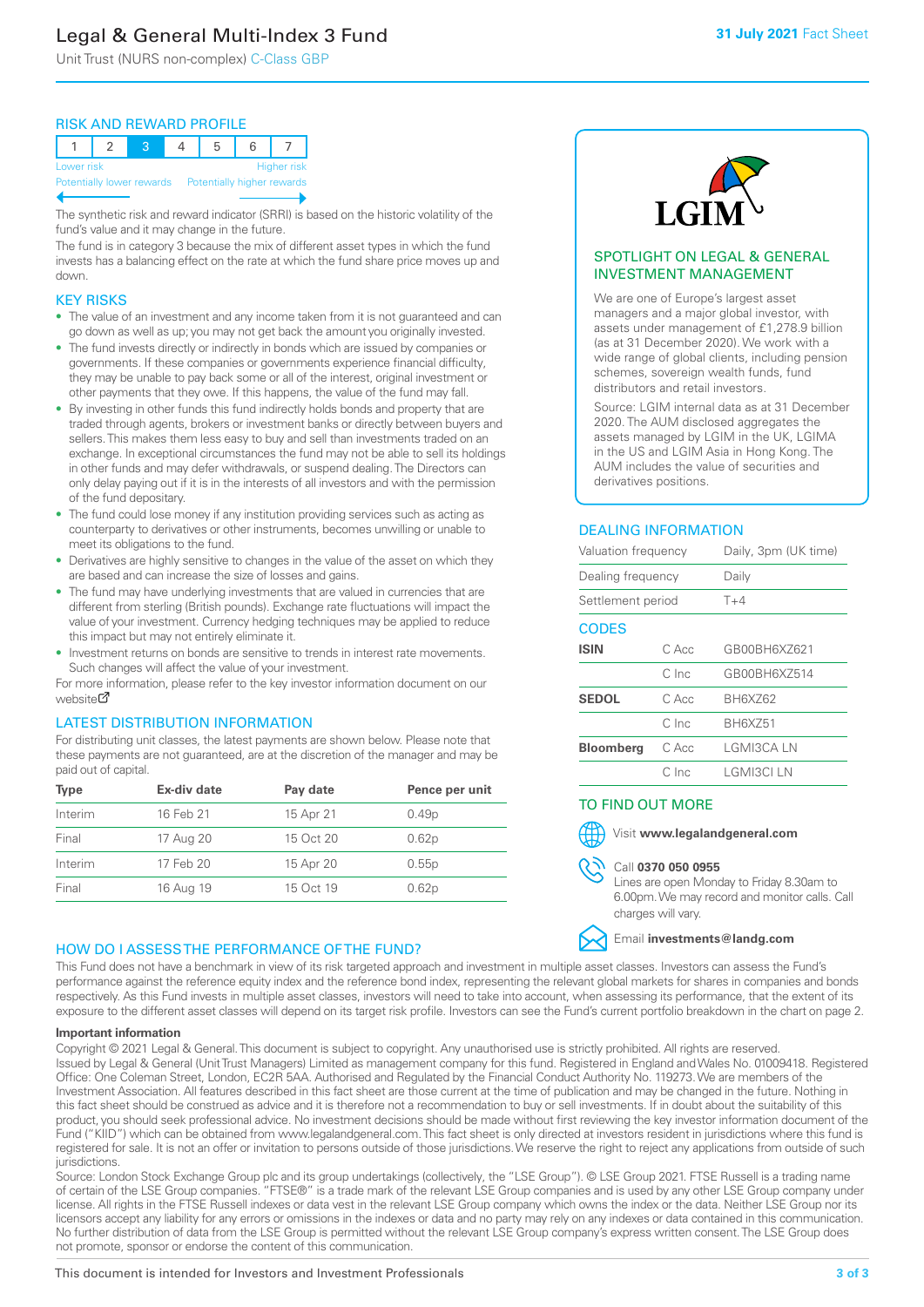# Legal & General Multi-Index 3 Fund

Unit Trust (NURS non-complex) C-Class GBP

**31 July 2021** Fact Sheet

## RISK AND REWARD PROFILE

| 1 | 2 | 3 | 4 | 5 | 6 | 7 |
|---|---|---|---|---|---|---|

Lower risk — Higher risk

Potentially lower rewards — Potentially higher rewards

The synthetic risk and reward indicator (SRRI) is based on the historic volatility of the fund's value and it may change in the future.

The fund is in category 3 because the mix of different asset types in which the fund invests has a balancing effect on the rate at which the fund share price moves up and down.

## KEY RISKS

- The value of an investment and any income taken from it is not guaranteed and can go down as well as up; you may not get back the amount you originally invested.
- The fund invests directly or indirectly in bonds which are issued by companies or governments. If these companies or governments experience financial difficulty, they may be unable to pay back some or all of the interest, original investment or other payments that they owe. If this happens, the value of the fund may fall.
- By investing in other funds this fund indirectly holds bonds and property that are traded through agents, brokers or investment banks or directly between buyers and sellers. This makes them less easy to buy and sell than investments traded on an exchange. In exceptional circumstances the fund may not be able to sell its holdings in other funds and may defer withdrawals, or suspend dealing. The Directors can only delay paying out if it is in the interests of all investors and with the permission of the fund depositary.
- The fund could lose money if any institution providing services such as acting as counterparty to derivatives or other instruments, becomes unwilling or unable to meet its obligations to the fund.
- Derivatives are highly sensitive to changes in the value of the asset on which they are based and can increase the size of losses and gains.
- The fund may have underlying investments that are valued in currencies that are different from sterling (British pounds). Exchange rate fluctuations will impact the value of your investment. Currency hedging techniques may be applied to reduce this impact but may not entirely eliminate it.
- Investment returns on bonds are sensitive to trends in interest rate movements. Such changes will affect the value of your investment.

For more information, please refer to the key investor information document on our website

## LATEST DISTRIBUTION INFORMATION

For distributing unit classes, the latest payments are shown below. Please note that these payments are not guaranteed, are at the discretion of the manager and may be paid out of capital.

| Type | Ex-div date | Pay date | Pence per unit |
|---|---|---|---|
| Interim | 16 Feb 21 | 15 Apr 21 | 0.49p |
| Final | 17 Aug 20 | 15 Oct 20 | 0.62p |
| Interim | 17 Feb 20 | 15 Apr 20 | 0.55p |
| Final | 16 Aug 19 | 15 Oct 19 | 0.62p |

## SPOTLIGHT ON LEGAL & GENERAL INVESTMENT MANAGEMENT

We are one of Europe's largest asset managers and a major global investor, with assets under management of £1,278.9 billion (as at 31 December 2020). We work with a wide range of global clients, including pension schemes, sovereign wealth funds, fund distributors and retail investors.

Source: LGIM internal data as at 31 December 2020. The AUM disclosed aggregates the assets managed by LGIM in the UK, LGIMA in the US and LGIM Asia in Hong Kong. The AUM includes the value of securities and derivatives positions.

## DEALING INFORMATION

| | |
|---|---|
| Valuation frequency | Daily, 3pm (UK time) |
| Dealing frequency | Daily |
| Settlement period | T+4 |

## CODES

| | | |
|---|---|---|
| **ISIN** | C Acc | GB00BH6XZ621 |
| | C Inc | GB00BH6XZ514 |
| **SEDOL** | C Acc | BH6XZ62 |
| | C Inc | BH6XZ51 |
| **Bloomberg** | C Acc | LGMI3CA LN |
| | C Inc | LGMI3CI LN |

## TO FIND OUT MORE

Visit **www.legalandgeneral.com**

Call **0370 050 0955**
Lines are open Monday to Friday 8.30am to 6.00pm. We may record and monitor calls. Call charges will vary.

Email **investments@landg.com**

## HOW DO I ASSESS THE PERFORMANCE OF THE FUND?

This Fund does not have a benchmark in view of its risk targeted approach and investment in multiple asset classes. Investors can assess the Fund's performance against the reference equity index and the reference bond index, representing the relevant global markets for shares in companies and bonds respectively. As this Fund invests in multiple asset classes, investors will need to take into account, when assessing its performance, that the extent of its exposure to the different asset classes will depend on its target risk profile. Investors can see the Fund's current portfolio breakdown in the chart on page 2.

**Important information**

Copyright © 2021 Legal & General. This document is subject to copyright. Any unauthorised use is strictly prohibited. All rights are reserved. Issued by Legal & General (Unit Trust Managers) Limited as management company for this fund. Registered in England and Wales No. 01009418. Registered Office: One Coleman Street, London, EC2R 5AA. Authorised and Regulated by the Financial Conduct Authority No. 119273. We are members of the Investment Association. All features described in this fact sheet are those current at the time of publication and may be changed in the future. Nothing in this fact sheet should be construed as advice and it is therefore not a recommendation to buy or sell investments. If in doubt about the suitability of this product, you should seek professional advice. No investment decisions should be made without first reviewing the key investor information document of the Fund ("KIID") which can be obtained from www.legalandgeneral.com. This fact sheet is only directed at investors resident in jurisdictions where this fund is registered for sale. It is not an offer or invitation to persons outside of those jurisdictions. We reserve the right to reject any applications from outside of such jurisdictions.

Source: London Stock Exchange Group plc and its group undertakings (collectively, the "LSE Group"). © LSE Group 2021. FTSE Russell is a trading name of certain of the LSE Group companies. "FTSE®" is a trade mark of the relevant LSE Group companies and is used by any other LSE Group company under license. All rights in the FTSE Russell indexes or data vest in the relevant LSE Group company which owns the index or the data. Neither LSE Group nor its licensors accept any liability for any errors or omissions in the indexes or data and no party may rely on any indexes or data contained in this communication. No further distribution of data from the LSE Group is permitted without the relevant LSE Group company's express written consent. The LSE Group does not promote, sponsor or endorse the content of this communication.

This document is intended for Investors and Investment Professionals